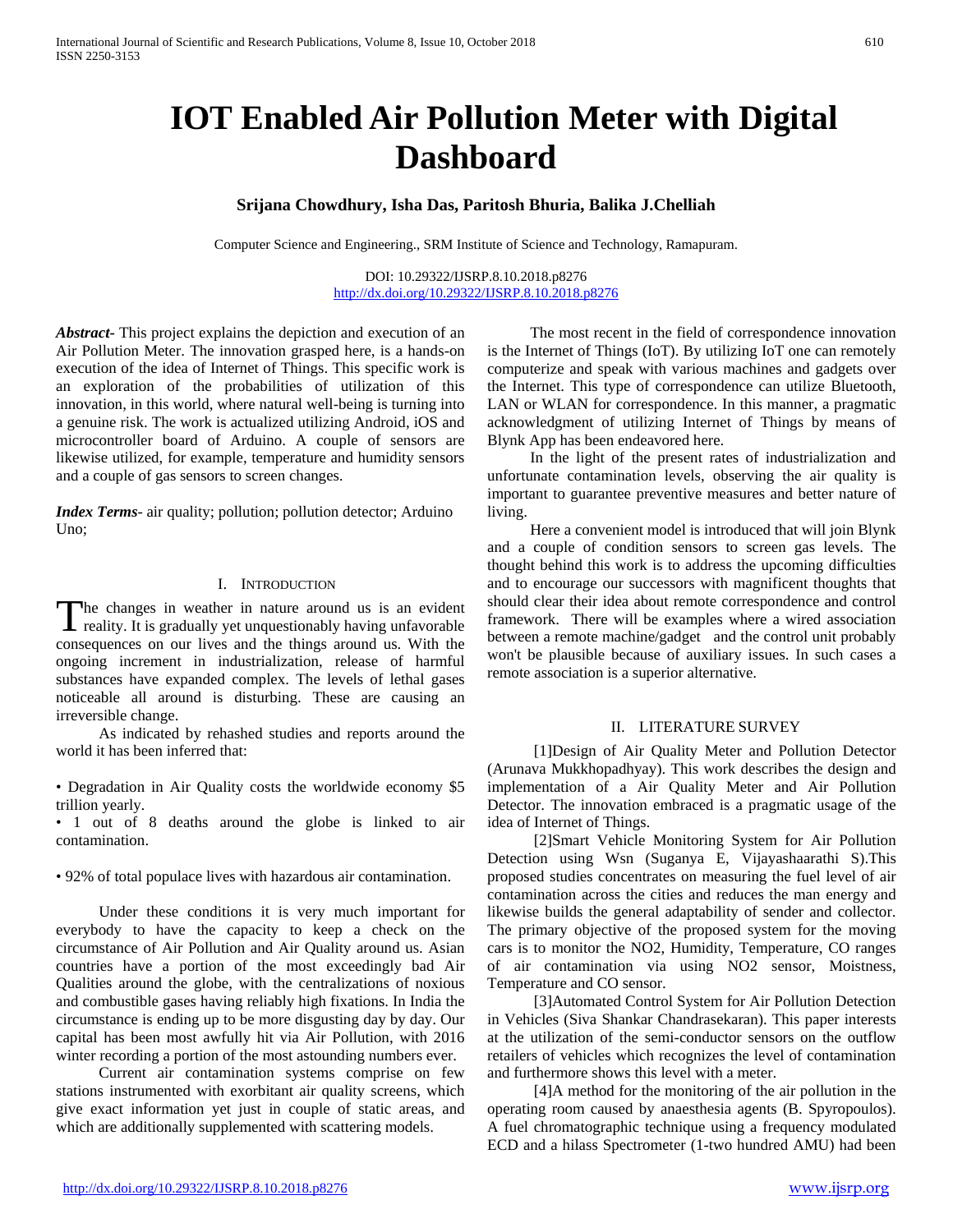# IOT Enabled Air Pollution Meter with Digital Dashboard

**Srijana Chowdhury, Isha Das, Paritosh Bhuria, Balika J.Chelliah**

Computer Science and Engineering., SRM Institute of Science and Technology, Ramapuram.

DOI: 10.29322/IJSRP.8.10.2018.p8276
http://dx.doi.org/10.29322/IJSRP.8.10.2018.p8276

***Abstract***- This project explains the depiction and execution of an Air Pollution Meter. The innovation grasped here, is a hands-on execution of the idea of Internet of Things. This specific work is an exploration of the probabilities of utilization of this innovation, in this world, where natural well-being is turning into a genuine risk. The work is actualized utilizing Android, iOS and microcontroller board of Arduino. A couple of sensors are likewise utilized, for example, temperature and humidity sensors and a couple of gas sensors to screen changes.

***Index Terms***- air quality; pollution; pollution detector; Arduino Uno;

## I. Introduction

The changes in weather in nature around us is an evident reality. It is gradually yet unquestionably having unfavorable consequences on our lives and the things around us. With the ongoing increment in industrialization, release of harmful substances have expanded complex. The levels of lethal gases noticeable all around is disturbing. These are causing an irreversible change.

As indicated by rehashed studies and reports around the world it has been inferred that:

- Degradation in Air Quality costs the worldwide economy $5 trillion yearly.
- 1 out of 8 deaths around the globe is linked to air contamination.
- 92% of total populace lives with hazardous air contamination.

Under these conditions it is very much important for everybody to have the capacity to keep a check on the circumstance of Air Pollution and Air Quality around us. Asian countries have a portion of the most exceedingly bad Air Qualities around the globe, with the centralizations of noxious and combustible gases having reliably high fixations. In India the circumstance is ending up to be more disgusting day by day. Our capital has been most awfully hit via Air Pollution, with 2016 winter recording a portion of the most astounding numbers ever.

Current air contamination systems comprise on few stations instrumented with exorbitant air quality screens, which give exact information yet just in couple of static areas, and which are additionally supplemented with scattering models.

The most recent in the field of correspondence innovation is the Internet of Things (IoT). By utilizing IoT one can remotely computerize and speak with various machines and gadgets over the Internet. This type of correspondence can utilize Bluetooth, LAN or WLAN for correspondence. In this manner, a pragmatic acknowledgment of utilizing Internet of Things by means of Blynk App has been endeavored here.

In the light of the present rates of industrialization and unfortunate contamination levels, observing the air quality is important to guarantee preventive measures and better nature of living.

Here a convenient model is introduced that will join Blynk and a couple of condition sensors to screen gas levels. The thought behind this work is to address the upcoming difficulties and to encourage our successors with magnificent thoughts that should clear their idea about remote correspondence and control framework. There will be examples where a wired association between a remote machine/gadget and the control unit probably won't be plausible because of auxiliary issues. In such cases a remote association is a superior alternative.

## II. Literature Survey

[1]Design of Air Quality Meter and Pollution Detector (Arunava Mukkhopadhyay). This work describes the design and implementation of a Air Quality Meter and Air Pollution Detector. The innovation embraced is a pragmatic usage of the idea of Internet of Things.

[2]Smart Vehicle Monitoring System for Air Pollution Detection using Wsn (Suganya E, Vijayashaarathi S).This proposed studies concentrates on measuring the fuel level of air contamination across the cities and reduces the man energy and likewise builds the general adaptability of sender and collector. The primary objective of the proposed system for the moving cars is to monitor the NO2, Humidity, Temperature, CO ranges of air contamination via using NO2 sensor, Moistness, Temperature and CO sensor.

[3]Automated Control System for Air Pollution Detection in Vehicles (Siva Shankar Chandrasekaran). This paper interests at the utilization of the semi-conductor sensors on the outflow retailers of vehicles which recognizes the level of contamination and furthermore shows this level with a meter.

[4]A method for the monitoring of the air pollution in the operating room caused by anaesthesia agents (B. Spyropoulos). A fuel chromatographic technique using a frequency modulated ECD and a hilass Spectrometer (1-two hundred AMU) had been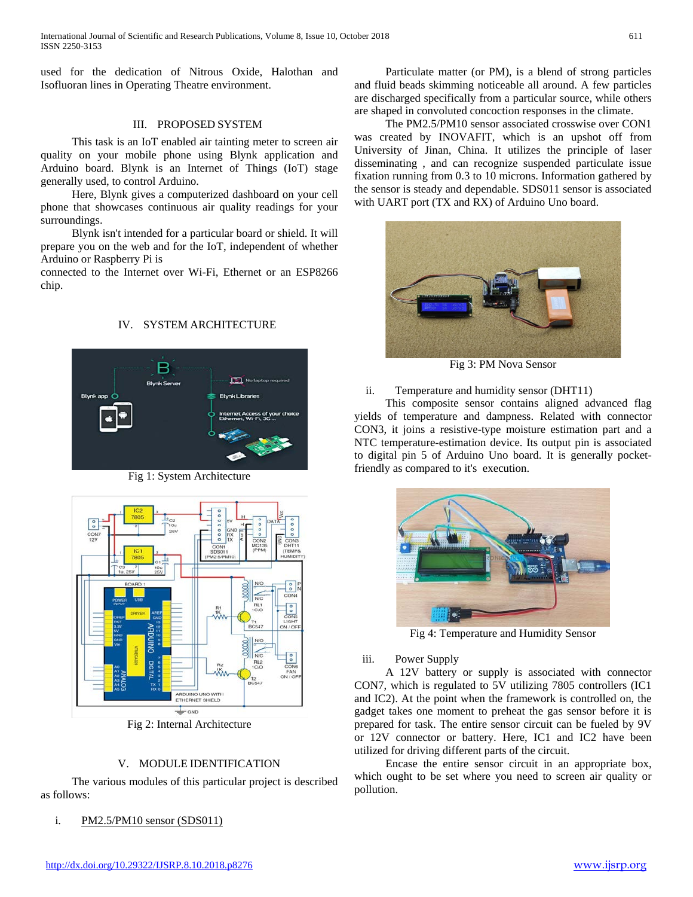used for the dedication of Nitrous Oxide, Halothan and Isofluoran lines in Operating Theatre environment.

## III. PROPOSED SYSTEM

This task is an IoT enabled air tainting meter to screen air quality on your mobile phone using Blynk application and Arduino board. Blynk is an Internet of Things (IoT) stage generally used, to control Arduino.

Here, Blynk gives a computerized dashboard on your cell phone that showcases continuous air quality readings for your surroundings.

Blynk isn't intended for a particular board or shield. It will prepare you on the web and for the IoT, independent of whether Arduino or Raspberry Pi is connected to the Internet over Wi-Fi, Ethernet or an ESP8266 chip.

## IV. SYSTEM ARCHITECTURE

Fig 1: System Architecture

Fig 2: Internal Architecture

## V. MODULE IDENTIFICATION

The various modules of this particular project is described as follows:

i. PM2.5/PM10 sensor (SDS011)

Particulate matter (or PM), is a blend of strong particles and fluid beads skimming noticeable all around. A few particles are discharged specifically from a particular source, while others are shaped in convoluted concoction responses in the climate.

The PM2.5/PM10 sensor associated crosswise over CON1 was created by INOVAFIT, which is an upshot off from University of Jinan, China. It utilizes the principle of laser disseminating , and can recognize suspended particulate issue fixation running from 0.3 to 10 microns. Information gathered by the sensor is steady and dependable. SDS011 sensor is associated with UART port (TX and RX) of Arduino Uno board.

Fig 3: PM Nova Sensor

ii. Temperature and humidity sensor (DHT11)

This composite sensor contains aligned advanced flag yields of temperature and dampness. Related with connector CON3, it joins a resistive-type moisture estimation part and a NTC temperature-estimation device. Its output pin is associated to digital pin 5 of Arduino Uno board. It is generally pocket-friendly as compared to it's execution.

Fig 4: Temperature and Humidity Sensor

iii. Power Supply

A 12V battery or supply is associated with connector CON7, which is regulated to 5V utilizing 7805 controllers (IC1 and IC2). At the point when the framework is controlled on, the gadget takes one moment to preheat the gas sensor before it is prepared for task. The entire sensor circuit can be fueled by 9V or 12V connector or battery. Here, IC1 and IC2 have been utilized for driving different parts of the circuit.

Encase the entire sensor circuit in an appropriate box, which ought to be set where you need to screen air quality or pollution.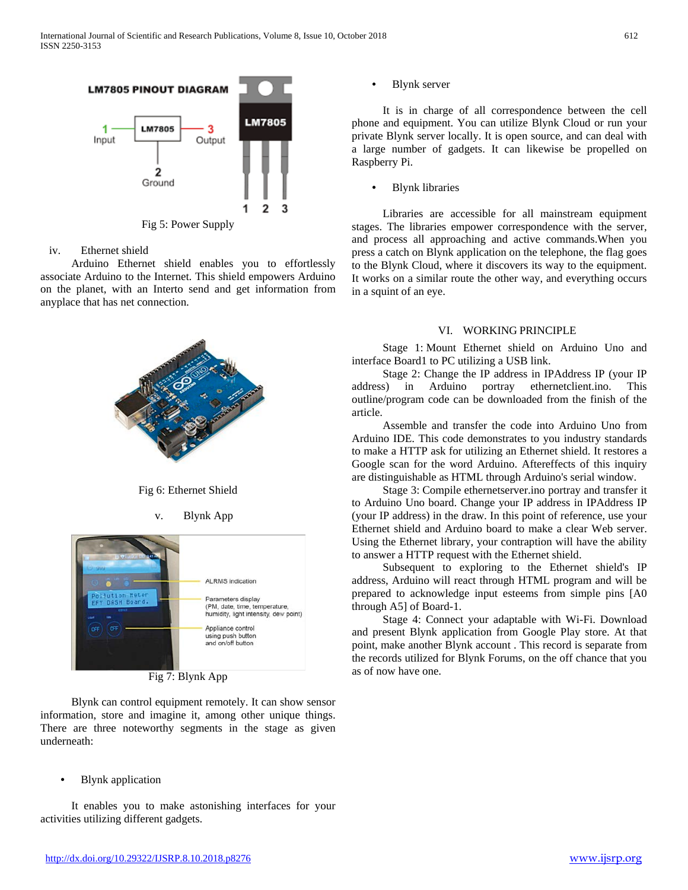Fig 5: Power Supply

iv. Ethernet shield

Arduino Ethernet shield enables you to effortlessly associate Arduino to the Internet. This shield empowers Arduino on the planet, with an Interto send and get information from anyplace that has net connection.

Fig 6: Ethernet Shield

v. Blynk App

Fig 7: Blynk App

Blynk can control equipment remotely. It can show sensor information, store and imagine it, among other unique things. There are three noteworthy segments in the stage as given underneath:

- Blynk application

It enables you to make astonishing interfaces for your activities utilizing different gadgets.

- Blynk server

It is in charge of all correspondence between the cell phone and equipment. You can utilize Blynk Cloud or run your private Blynk server locally. It is open source, and can deal with a large number of gadgets. It can likewise be propelled on Raspberry Pi.

- Blynk libraries

Libraries are accessible for all mainstream equipment stages. The libraries empower correspondence with the server, and process all approaching and active commands.When you press a catch on Blynk application on the telephone, the flag goes to the Blynk Cloud, where it discovers its way to the equipment. It works on a similar route the other way, and everything occurs in a squint of an eye.

## VI. WORKING PRINCIPLE

Stage 1: Mount Ethernet shield on Arduino Uno and interface Board1 to PC utilizing a USB link.

Stage 2: Change the IP address in IPAddress IP (your IP address) in Arduino portray ethernetclient.ino. This outline/program code can be downloaded from the finish of the article.

Assemble and transfer the code into Arduino Uno from Arduino IDE. This code demonstrates to you industry standards to make a HTTP ask for utilizing an Ethernet shield. It restores a Google scan for the word Arduino. Aftereffects of this inquiry are distinguishable as HTML through Arduino's serial window.

Stage 3: Compile ethernetserver.ino portray and transfer it to Arduino Uno board. Change your IP address in IPAddress IP (your IP address) in the draw. In this point of reference, use your Ethernet shield and Arduino board to make a clear Web server. Using the Ethernet library, your contraption will have the ability to answer a HTTP request with the Ethernet shield.

Subsequent to exploring to the Ethernet shield's IP address, Arduino will react through HTML program and will be prepared to acknowledge input esteems from simple pins [A0 through A5] of Board-1.

Stage 4: Connect your adaptable with Wi-Fi. Download and present Blynk application from Google Play store. At that point, make another Blynk account . This record is separate from the records utilized for Blynk Forums, on the off chance that you as of now have one.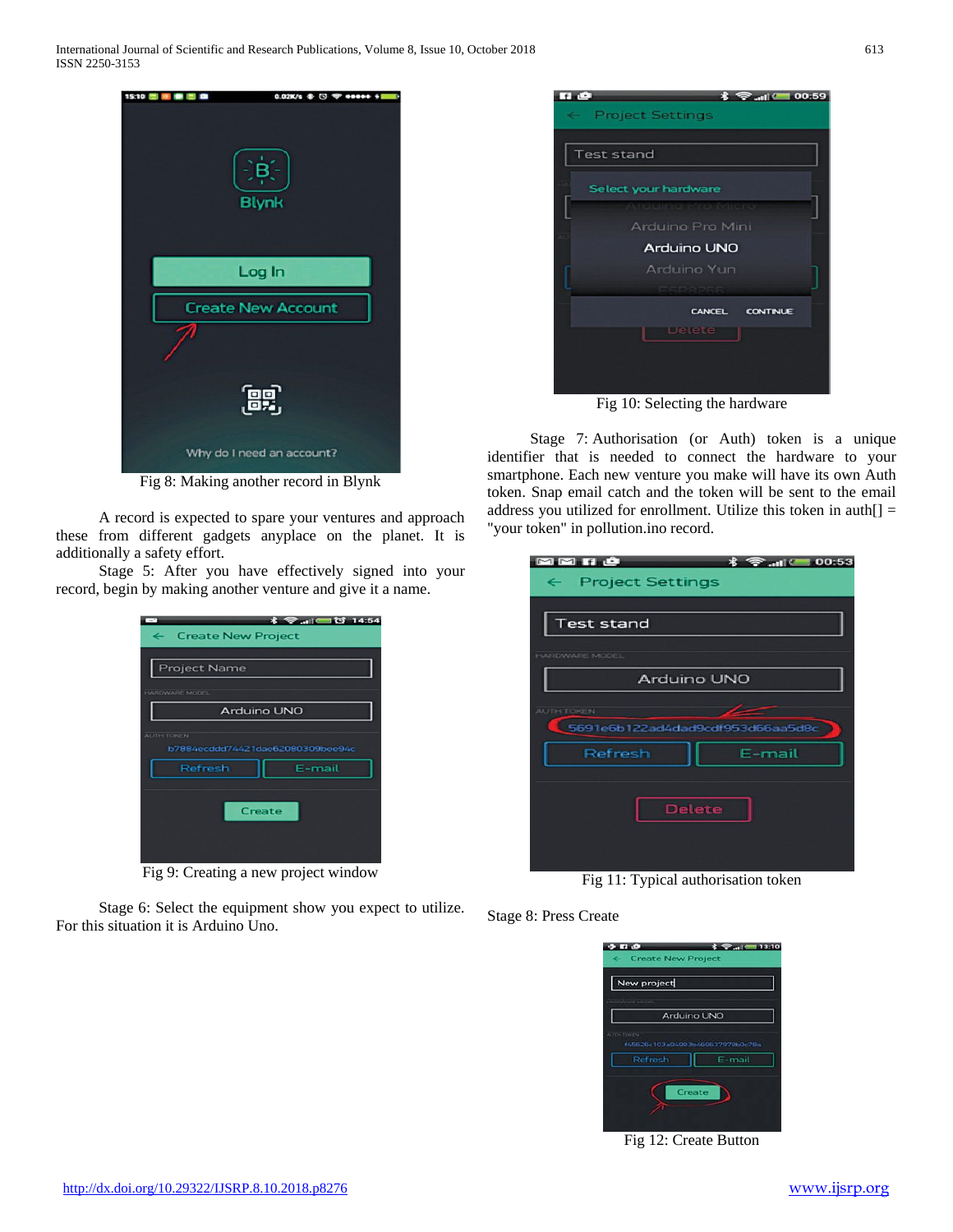Fig 8: Making another record in Blynk

A record is expected to spare your ventures and approach these from different gadgets anyplace on the planet. It is additionally a safety effort.

Stage 5: After you have effectively signed into your record, begin by making another venture and give it a name.

Fig 9: Creating a new project window

Stage 6: Select the equipment show you expect to utilize. For this situation it is Arduino Uno.

Fig 10: Selecting the hardware

Stage 7: Authorisation (or Auth) token is a unique identifier that is needed to connect the hardware to your smartphone. Each new venture you make will have its own Auth token. Snap email catch and the token will be sent to the email address you utilized for enrollment. Utilize this token in auth[] = "your token" in pollution.ino record.

Fig 11: Typical authorisation token

Stage 8: Press Create

Fig 12: Create Button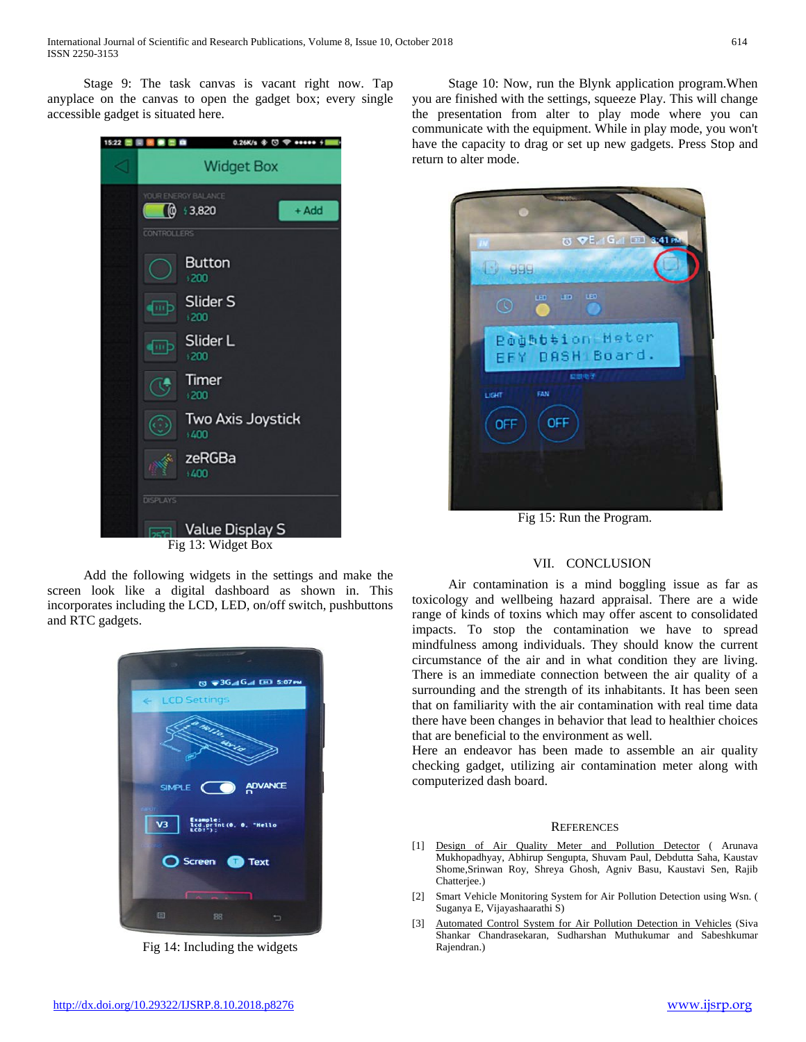Stage 9: The task canvas is vacant right now. Tap anyplace on the canvas to open the gadget box; every single accessible gadget is situated here.

Fig 13: Widget Box

Add the following widgets in the settings and make the screen look like a digital dashboard as shown in. This incorporates including the LCD, LED, on/off switch, pushbuttons and RTC gadgets.

Fig 14: Including the widgets

Stage 10: Now, run the Blynk application program.When you are finished with the settings, squeeze Play. This will change the presentation from alter to play mode where you can communicate with the equipment. While in play mode, you won't have the capacity to drag or set up new gadgets. Press Stop and return to alter mode.

Fig 15: Run the Program.

## VII. CONCLUSION

Air contamination is a mind boggling issue as far as toxicology and wellbeing hazard appraisal. There are a wide range of kinds of toxins which may offer ascent to consolidated impacts. To stop the contamination we have to spread mindfulness among individuals. They should know the current circumstance of the air and in what condition they are living. There is an immediate connection between the air quality of a surrounding and the strength of its inhabitants. It has been seen that on familiarity with the air contamination with real time data there have been changes in behavior that lead to healthier choices that are beneficial to the environment as well.

Here an endeavor has been made to assemble an air quality checking gadget, utilizing air contamination meter along with computerized dash board.

## REFERENCES

[1] Design of Air Quality Meter and Pollution Detector ( Arunava Mukhopadhyay, Abhirup Sengupta, Shuvam Paul, Debdutta Saha, Kaustav Shome,Srinwan Roy, Shreya Ghosh, Agniv Basu, Kaustavi Sen, Rajib Chatterjee.)

[2] Smart Vehicle Monitoring System for Air Pollution Detection using Wsn. ( Suganya E, Vijayashaarathi S)

[3] Automated Control System for Air Pollution Detection in Vehicles (Siva Shankar Chandrasekaran, Sudharshan Muthukumar and Sabeshkumar Rajendran.)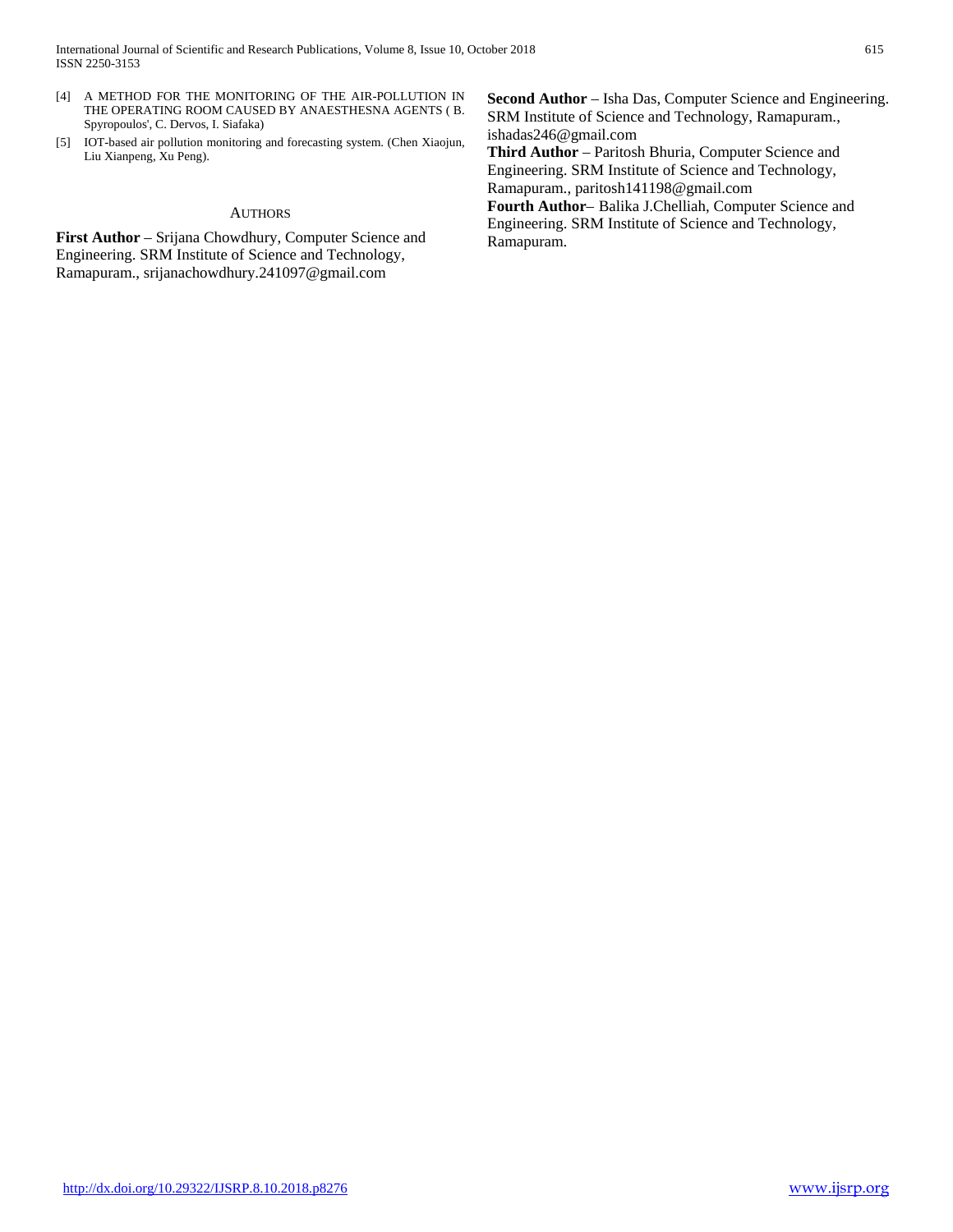[4] A METHOD FOR THE MONITORING OF THE AIR-POLLUTION IN THE OPERATING ROOM CAUSED BY ANAESTHESNA AGENTS ( B. Spyropoulos', C. Dervos, I. Siafaka)

[5] IOT-based air pollution monitoring and forecasting system. (Chen Xiaojun, Liu Xianpeng, Xu Peng).

## AUTHORS

**First Author** – Srijana Chowdhury, Computer Science and Engineering. SRM Institute of Science and Technology, Ramapuram., srijanachowdhury.241097@gmail.com

**Second Author** – Isha Das, Computer Science and Engineering. SRM Institute of Science and Technology, Ramapuram., ishadas246@gmail.com

**Third Author** – Paritosh Bhuria, Computer Science and Engineering. SRM Institute of Science and Technology, Ramapuram., paritosh141198@gmail.com

**Fourth Author**– Balika J.Chelliah, Computer Science and Engineering. SRM Institute of Science and Technology, Ramapuram.